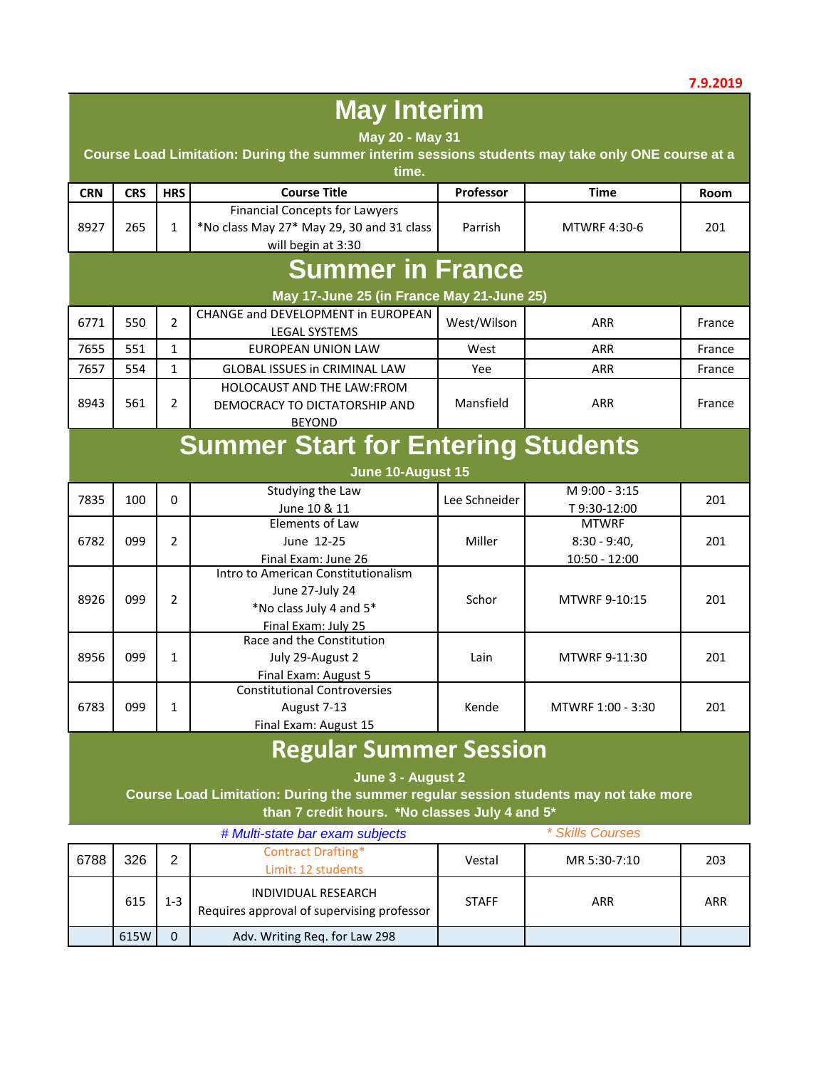7.9.2019

# May Interim

**May 20 - May 31**

**Course Load Limitation: During the summer interim sessions students may take only ONE course at a time.**

| CRN | CRS | HRS | Course Title | Professor | Time | Room |
|---|---|---|---|---|---|---|
| 8927 | 265 | 1 | Financial Concepts for Lawyers *No class May 27* May 29, 30 and 31 class will begin at 3:30 | Parrish | MTWRF 4:30-6 | 201 |

# Summer in France

**May 17-June 25 (in France May 21-June 25)**

| CRN | CRS | HRS | Course Title | Professor | Time | Room |
|---|---|---|---|---|---|---|
| 6771 | 550 | 2 | CHANGE and DEVELOPMENT in EUROPEAN LEGAL SYSTEMS | West/Wilson | ARR | France |
| 7655 | 551 | 1 | EUROPEAN UNION LAW | West | ARR | France |
| 7657 | 554 | 1 | GLOBAL ISSUES in CRIMINAL LAW | Yee | ARR | France |
| 8943 | 561 | 2 | HOLOCAUST AND THE LAW:FROM DEMOCRACY TO DICTATORSHIP AND BEYOND | Mansfield | ARR | France |

# Summer Start for Entering Students

**June 10-August 15**

| CRN | CRS | HRS | Course Title | Professor | Time | Room |
|---|---|---|---|---|---|---|
| 7835 | 100 | 0 | Studying the Law June 10 & 11 | Lee Schneider | M 9:00 - 3:15 T 9:30-12:00 | 201 |
| 6782 | 099 | 2 | Elements of Law June 12-25 Final Exam: June 26 | Miller | MTWRF 8:30 - 9:40, 10:50 - 12:00 | 201 |
| 8926 | 099 | 2 | Intro to American Constitutionalism June 27-July 24 *No class July 4 and 5* Final Exam: July 25 | Schor | MTWRF 9-10:15 | 201 |
| 8956 | 099 | 1 | Race and the Constitution July 29-August 2 Final Exam: August 5 | Lain | MTWRF 9-11:30 | 201 |
| 6783 | 099 | 1 | Constitutional Controversies August 7-13 Final Exam: August 15 | Kende | MTWRF 1:00 - 3:30 | 201 |

# Regular Summer Session

**June 3 - August 2**

**Course Load Limitation: During the summer regular session students may not take more than 7 credit hours. *No classes July 4 and 5***

*# Multi-state bar exam subjects* — *\* Skills Courses*

| CRN | CRS | HRS | Course Title | Professor | Time | Room |
|---|---|---|---|---|---|---|
| 6788 | 326 | 2 | Contract Drafting* Limit: 12 students | Vestal | MR 5:30-7:10 | 203 |
| | 615 | 1-3 | INDIVIDUAL RESEARCH Requires approval of supervising professor | STAFF | ARR | ARR |
| | 615W | 0 | Adv. Writing Req. for Law 298 | | | |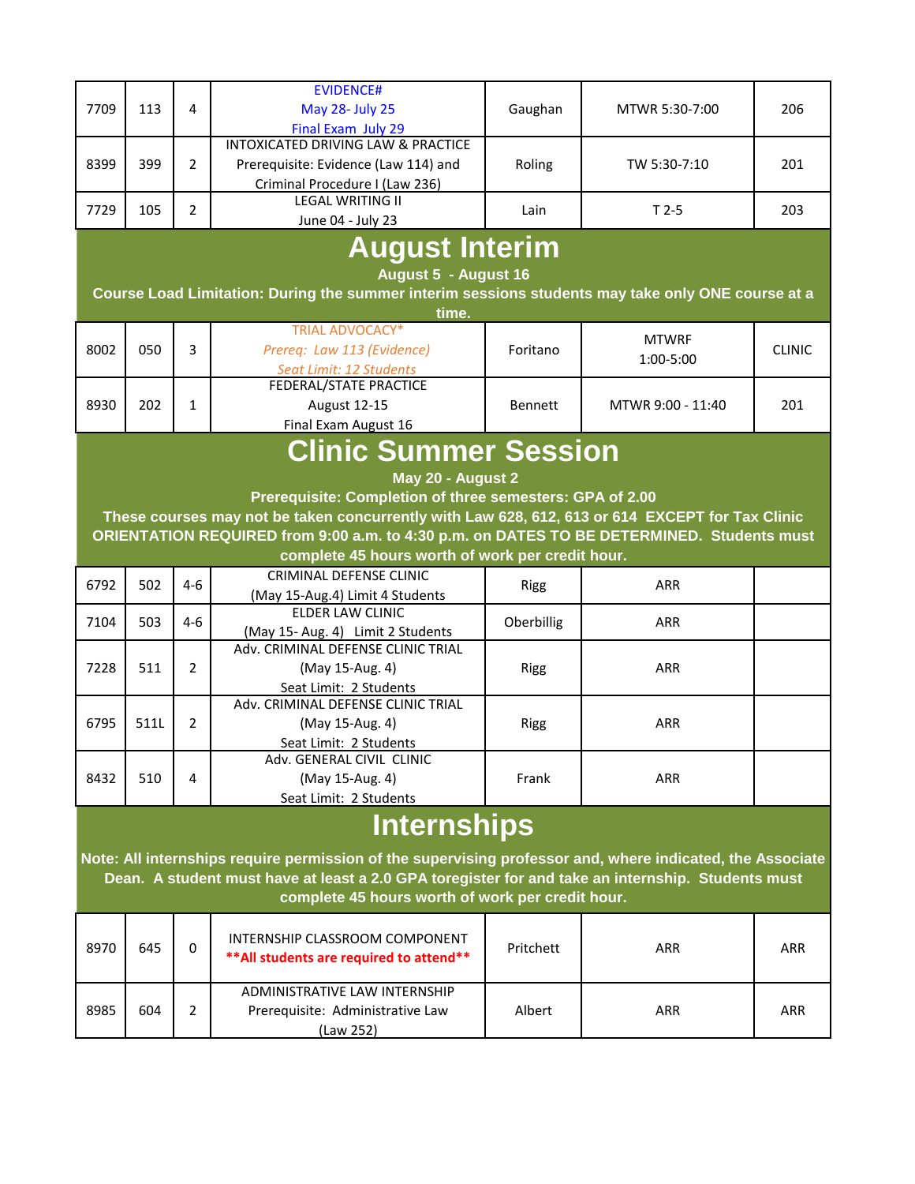| | | | | | | |
|---|---|---|---|---|---|---|
| 7709 | 113 | 4 | EVIDENCE#<br>May 28- July 25<br>Final Exam July 29 | Gaughan | MTWR 5:30-7:00 | 206 |
| 8399 | 399 | 2 | INTOXICATED DRIVING LAW & PRACTICE<br>Prerequisite: Evidence (Law 114) and Criminal Procedure I (Law 236) | Roling | TW 5:30-7:10 | 201 |
| 7729 | 105 | 2 | LEGAL WRITING II<br>June 04 - July 23 | Lain | T 2-5 | 203 |

# August Interim

**August 5 - August 16**

**Course Load Limitation: During the summer interim sessions students may take only ONE course at a time.**

| | | | | | | |
|---|---|---|---|---|---|---|
| 8002 | 050 | 3 | TRIAL ADVOCACY*<br>*Prereq: Law 113 (Evidence)*<br>*Seat Limit: 12 Students* | Foritano | MTWRF<br>1:00-5:00 | CLINIC |
| 8930 | 202 | 1 | FEDERAL/STATE PRACTICE<br>August 12-15<br>Final Exam August 16 | Bennett | MTWR 9:00 - 11:40 | 201 |

# Clinic Summer Session

**May 20 - August 2**

**Prerequisite: Completion of three semesters: GPA of 2.00**

**These courses may not be taken concurrently with Law 628, 612, 613 or 614 EXCEPT for Tax Clinic**

**ORIENTATION REQUIRED from 9:00 a.m. to 4:30 p.m. on DATES TO BE DETERMINED. Students must complete 45 hours worth of work per credit hour.**

| | | | | | | |
|---|---|---|---|---|---|---|
| 6792 | 502 | 4-6 | CRIMINAL DEFENSE CLINIC<br>(May 15-Aug.4) Limit 4 Students | Rigg | ARR | |
| 7104 | 503 | 4-6 | ELDER LAW CLINIC<br>(May 15- Aug. 4) Limit 2 Students | Oberbillig | ARR | |
| 7228 | 511 | 2 | Adv. CRIMINAL DEFENSE CLINIC TRIAL<br>(May 15-Aug. 4)<br>Seat Limit: 2 Students | Rigg | ARR | |
| 6795 | 511L | 2 | Adv. CRIMINAL DEFENSE CLINIC TRIAL<br>(May 15-Aug. 4)<br>Seat Limit: 2 Students | Rigg | ARR | |
| 8432 | 510 | 4 | Adv. GENERAL CIVIL CLINIC<br>(May 15-Aug. 4)<br>Seat Limit: 2 Students | Frank | ARR | |

# Internships

**Note: All internships require permission of the supervising professor and, where indicated, the Associate Dean. A student must have at least a 2.0 GPA toregister for and take an internship. Students must complete 45 hours worth of work per credit hour.**

| | | | | | | |
|---|---|---|---|---|---|---|
| 8970 | 645 | 0 | INTERNSHIP CLASSROOM COMPONENT<br>**\*\*All students are required to attend\*\*** | Pritchett | ARR | ARR |
| 8985 | 604 | 2 | ADMINISTRATIVE LAW INTERNSHIP<br>Prerequisite: Administrative Law (Law 252) | Albert | ARR | ARR |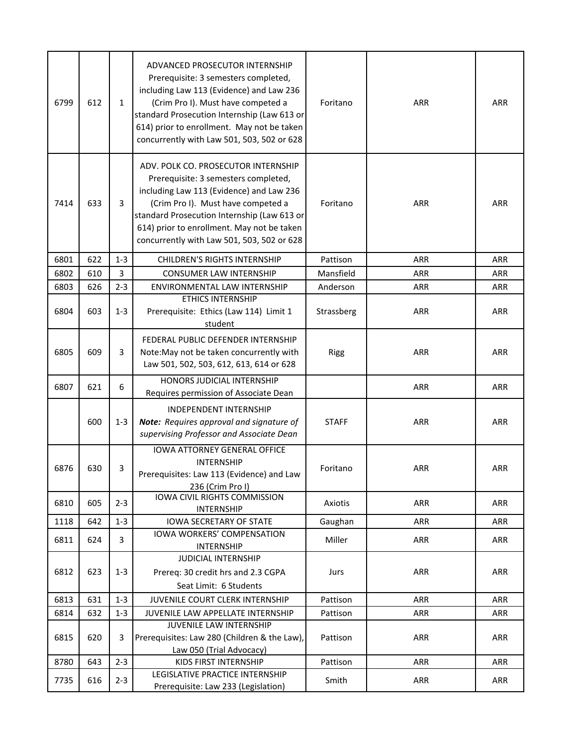| | | | | | | |
|---|---|---|---|---|---|---|
| 6799 | 612 | 1 | ADVANCED PROSECUTOR INTERNSHIP Prerequisite: 3 semesters completed, including Law 113 (Evidence) and Law 236 (Crim Pro I). Must have competed a standard Prosecution Internship (Law 613 or 614) prior to enrollment. May not be taken concurrently with Law 501, 503, 502 or 628 | Foritano | ARR | ARR |
| 7414 | 633 | 3 | ADV. POLK CO. PROSECUTOR INTERNSHIP Prerequisite: 3 semesters completed, including Law 113 (Evidence) and Law 236 (Crim Pro I). Must have competed a standard Prosecution Internship (Law 613 or 614) prior to enrollment. May not be taken concurrently with Law 501, 503, 502 or 628 | Foritano | ARR | ARR |
| 6801 | 622 | 1-3 | CHILDREN'S RIGHTS INTERNSHIP | Pattison | ARR | ARR |
| 6802 | 610 | 3 | CONSUMER LAW INTERNSHIP | Mansfield | ARR | ARR |
| 6803 | 626 | 2-3 | ENVIRONMENTAL LAW INTERNSHIP | Anderson | ARR | ARR |
| 6804 | 603 | 1-3 | ETHICS INTERNSHIP Prerequisite: Ethics (Law 114) Limit 1 student | Strassberg | ARR | ARR |
| 6805 | 609 | 3 | FEDERAL PUBLIC DEFENDER INTERNSHIP Note:May not be taken concurrently with Law 501, 502, 503, 612, 613, 614 or 628 | Rigg | ARR | ARR |
| 6807 | 621 | 6 | HONORS JUDICIAL INTERNSHIP Requires permission of Associate Dean | | ARR | ARR |
| | 600 | 1-3 | INDEPENDENT INTERNSHIP ***Note:*** *Requires approval and signature of supervising Professor and Associate Dean* | STAFF | ARR | ARR |
| 6876 | 630 | 3 | IOWA ATTORNEY GENERAL OFFICE INTERNSHIP Prerequisites: Law 113 (Evidence) and Law 236 (Crim Pro I) | Foritano | ARR | ARR |
| 6810 | 605 | 2-3 | IOWA CIVIL RIGHTS COMMISSION INTERNSHIP | Axiotis | ARR | ARR |
| 1118 | 642 | 1-3 | IOWA SECRETARY OF STATE | Gaughan | ARR | ARR |
| 6811 | 624 | 3 | IOWA WORKERS' COMPENSATION INTERNSHIP | Miller | ARR | ARR |
| 6812 | 623 | 1-3 | JUDICIAL INTERNSHIP Prereq: 30 credit hrs and 2.3 CGPA Seat Limit: 6 Students | Jurs | ARR | ARR |
| 6813 | 631 | 1-3 | JUVENILE COURT CLERK INTERNSHIP | Pattison | ARR | ARR |
| 6814 | 632 | 1-3 | JUVENILE LAW APPELLATE INTERNSHIP | Pattison | ARR | ARR |
| 6815 | 620 | 3 | JUVENILE LAW INTERNSHIP Prerequisites: Law 280 (Children & the Law), Law 050 (Trial Advocacy) | Pattison | ARR | ARR |
| 8780 | 643 | 2-3 | KIDS FIRST INTERNSHIP | Pattison | ARR | ARR |
| 7735 | 616 | 2-3 | LEGISLATIVE PRACTICE INTERNSHIP Prerequisite: Law 233 (Legislation) | Smith | ARR | ARR |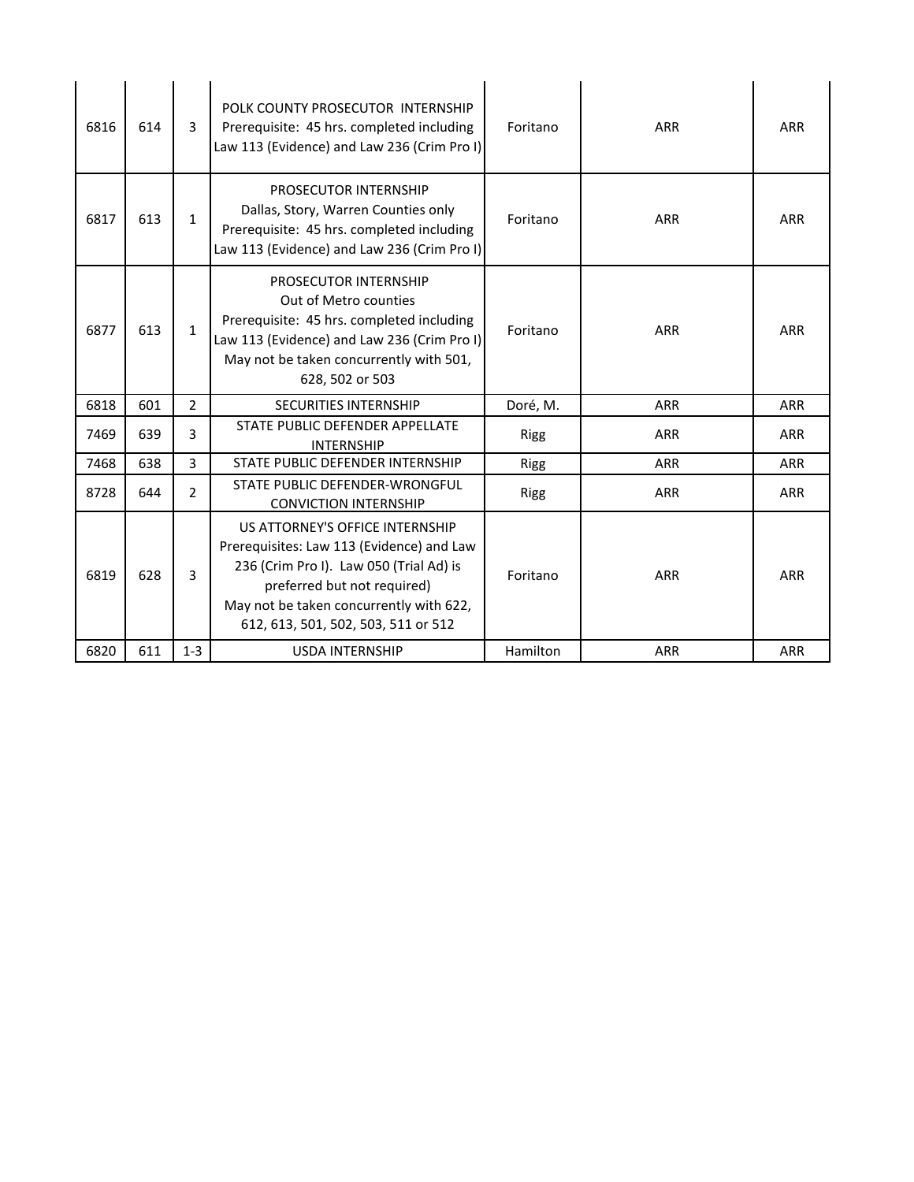| | | | | | | |
|---|---|---|---|---|---|---|
| 6816 | 614 | 3 | POLK COUNTY PROSECUTOR INTERNSHIP<br>Prerequisite: 45 hrs. completed including Law 113 (Evidence) and Law 236 (Crim Pro I) | Foritano | ARR | ARR |
| 6817 | 613 | 1 | PROSECUTOR INTERNSHIP<br>Dallas, Story, Warren Counties only<br>Prerequisite: 45 hrs. completed including Law 113 (Evidence) and Law 236 (Crim Pro I) | Foritano | ARR | ARR |
| 6877 | 613 | 1 | PROSECUTOR INTERNSHIP<br>Out of Metro counties<br>Prerequisite: 45 hrs. completed including Law 113 (Evidence) and Law 236 (Crim Pro I)<br>May not be taken concurrently with 501, 628, 502 or 503 | Foritano | ARR | ARR |
| 6818 | 601 | 2 | SECURITIES INTERNSHIP | Doré, M. | ARR | ARR |
| 7469 | 639 | 3 | STATE PUBLIC DEFENDER APPELLATE INTERNSHIP | Rigg | ARR | ARR |
| 7468 | 638 | 3 | STATE PUBLIC DEFENDER INTERNSHIP | Rigg | ARR | ARR |
| 8728 | 644 | 2 | STATE PUBLIC DEFENDER-WRONGFUL CONVICTION INTERNSHIP | Rigg | ARR | ARR |
| 6819 | 628 | 3 | US ATTORNEY'S OFFICE INTERNSHIP<br>Prerequisites: Law 113 (Evidence) and Law 236 (Crim Pro I). Law 050 (Trial Ad) is preferred but not required)<br>May not be taken concurrently with 622, 612, 613, 501, 502, 503, 511 or 512 | Foritano | ARR | ARR |
| 6820 | 611 | 1-3 | USDA INTERNSHIP | Hamilton | ARR | ARR |